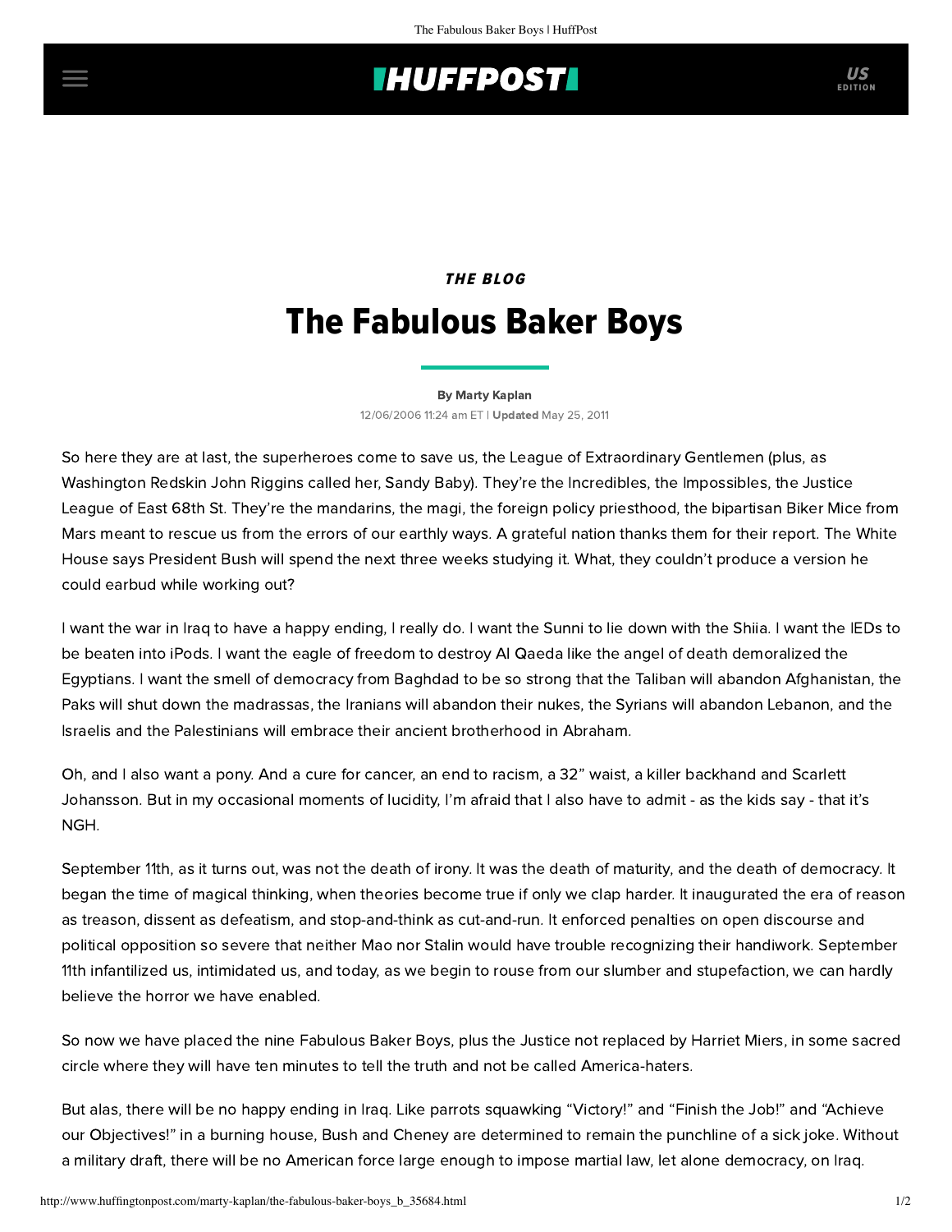*THE BLOG*

# The Fabulous Baker Boys

By Marty Kaplan

12/06/2006 11:24 am ET | **Updated** May 25, 2011

So here they are at last, the superheroes come to save us, the League of Extraordinary Gentlemen (plus, as Washington Redskin John Riggins called her, Sandy Baby). They're the Incredibles, the Impossibles, the Justice League of East 68th St. They're the mandarins, the magi, the foreign policy priesthood, the bipartisan Biker Mice from Mars meant to rescue us from the errors of our earthly ways. A grateful nation thanks them for their report. The White House says President Bush will spend the next three weeks studying it. What, they couldn't produce a version he could earbud while working out?

I want the war in Iraq to have a happy ending, I really do. I want the Sunni to lie down with the Shiia. I want the IEDs to be beaten into iPods. I want the eagle of freedom to destroy Al Qaeda like the angel of death demoralized the Egyptians. I want the smell of democracy from Baghdad to be so strong that the Taliban will abandon Afghanistan, the Paks will shut down the madrassas, the Iranians will abandon their nukes, the Syrians will abandon Lebanon, and the Israelis and the Palestinians will embrace their ancient brotherhood in Abraham.

Oh, and I also want a pony. And a cure for cancer, an end to racism, a 32" waist, a killer backhand and Scarlett Johansson. But in my occasional moments of lucidity, I'm afraid that I also have to admit - as the kids say - that it's NGH.

September 11th, as it turns out, was not the death of irony. It was the death of maturity, and the death of democracy. It began the time of magical thinking, when theories become true if only we clap harder. It inaugurated the era of reason as treason, dissent as defeatism, and stop-and-think as cut-and-run. It enforced penalties on open discourse and political opposition so severe that neither Mao nor Stalin would have trouble recognizing their handiwork. September 11th infantilized us, intimidated us, and today, as we begin to rouse from our slumber and stupefaction, we can hardly believe the horror we have enabled.

So now we have placed the nine Fabulous Baker Boys, plus the Justice not replaced by Harriet Miers, in some sacred circle where they will have ten minutes to tell the truth and not be called America-haters.

But alas, there will be no happy ending in Iraq. Like parrots squawking "Victory!" and "Finish the Job!" and "Achieve our Objectives!" in a burning house, Bush and Cheney are determined to remain the punchline of a sick joke. Without a military draft, there will be no American force large enough to impose martial law, let alone democracy, on Iraq.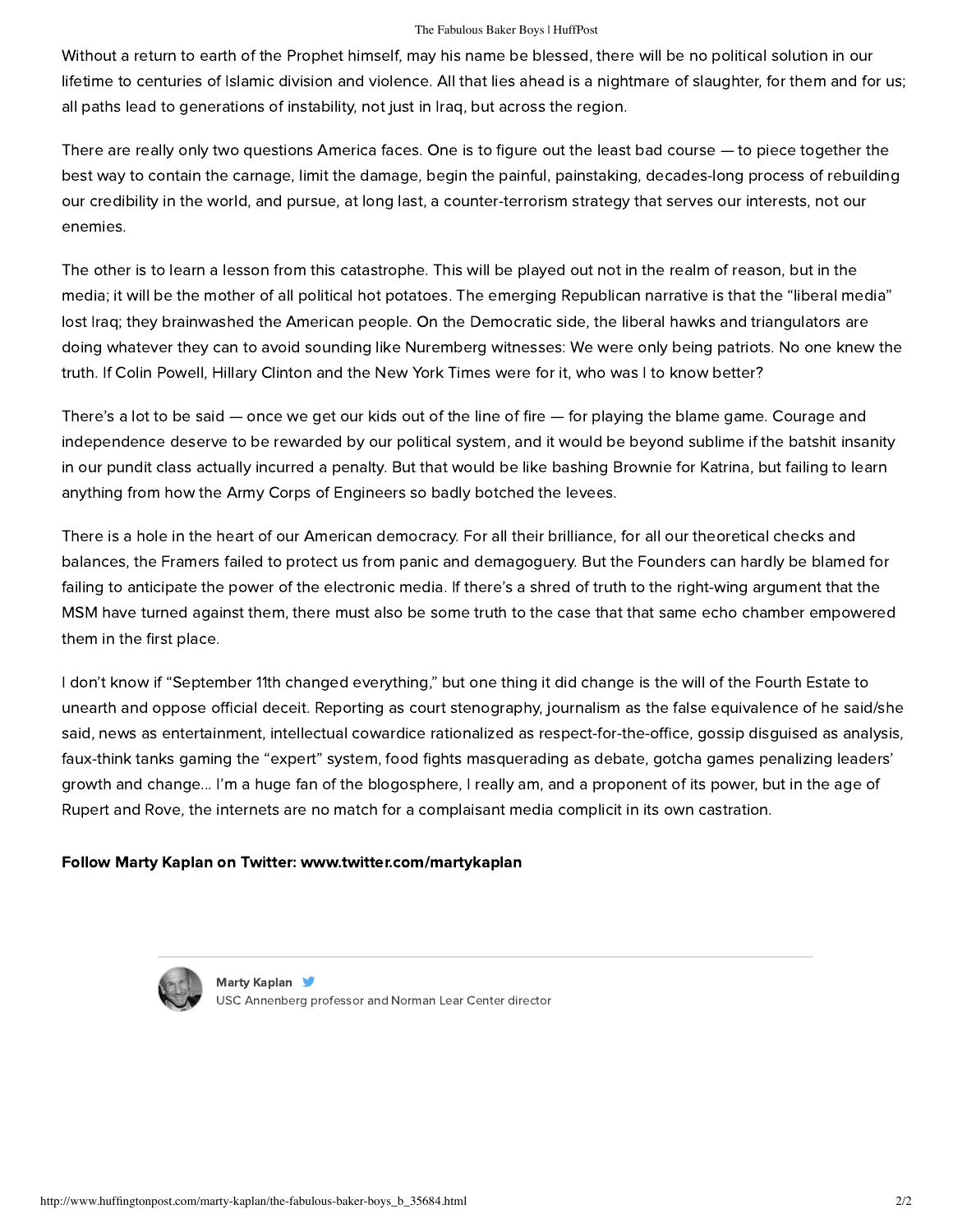Without a return to earth of the Prophet himself, may his name be blessed, there will be no political solution in our lifetime to centuries of Islamic division and violence. All that lies ahead is a nightmare of slaughter, for them and for us; all paths lead to generations of instability, not just in Iraq, but across the region.

There are really only two questions America faces. One is to figure out the least bad course — to piece together the best way to contain the carnage, limit the damage, begin the painful, painstaking, decades-long process of rebuilding our credibility in the world, and pursue, at long last, a counter-terrorism strategy that serves our interests, not our enemies.

The other is to learn a lesson from this catastrophe. This will be played out not in the realm of reason, but in the media; it will be the mother of all political hot potatoes. The emerging Republican narrative is that the "liberal media" lost Iraq; they brainwashed the American people. On the Democratic side, the liberal hawks and triangulators are doing whatever they can to avoid sounding like Nuremberg witnesses: We were only being patriots. No one knew the truth. If Colin Powell, Hillary Clinton and the New York Times were for it, who was I to know better?

There's a lot to be said — once we get our kids out of the line of fire — for playing the blame game. Courage and independence deserve to be rewarded by our political system, and it would be beyond sublime if the batshit insanity in our pundit class actually incurred a penalty. But that would be like bashing Brownie for Katrina, but failing to learn anything from how the Army Corps of Engineers so badly botched the levees.

There is a hole in the heart of our American democracy. For all their brilliance, for all our theoretical checks and balances, the Framers failed to protect us from panic and demagoguery. But the Founders can hardly be blamed for failing to anticipate the power of the electronic media. If there's a shred of truth to the right-wing argument that the MSM have turned against them, there must also be some truth to the case that that same echo chamber empowered them in the first place.

I don't know if "September 11th changed everything," but one thing it did change is the will of the Fourth Estate to unearth and oppose official deceit. Reporting as court stenography, journalism as the false equivalence of he said/she said, news as entertainment, intellectual cowardice rationalized as respect-for-the-office, gossip disguised as analysis, faux-think tanks gaming the "expert" system, food fights masquerading as debate, gotcha games penalizing leaders' growth and change... I'm a huge fan of the blogosphere, I really am, and a proponent of its power, but in the age of Rupert and Rove, the internets are no match for a complaisant media complicit in its own castration.

**Follow Marty Kaplan on Twitter: www.twitter.com/martykaplan**

---

**Marty Kaplan**
USC Annenberg professor and Norman Lear Center director